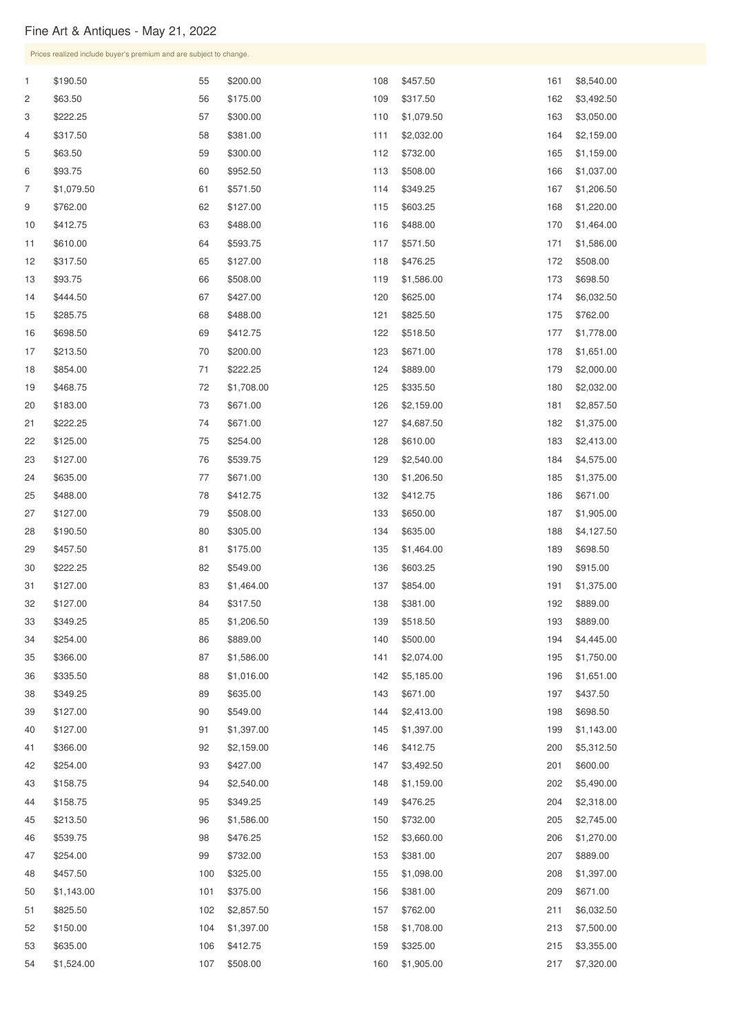# Fine Art & Antiques - May 21, 2022

Prices realized include buyer's premium and are subject to change.

| Lot | Price | Lot | Price | Lot | Price | Lot | Price |
|---|---|---|---|---|---|---|---|
| 1 | $190.50 | 55 | $200.00 | 108 | $457.50 | 161 | $8,540.00 |
| 2 | $63.50 | 56 | $175.00 | 109 | $317.50 | 162 | $3,492.50 |
| 3 | $222.25 | 57 | $300.00 | 110 | $1,079.50 | 163 | $3,050.00 |
| 4 | $317.50 | 58 | $381.00 | 111 | $2,032.00 | 164 | $2,159.00 |
| 5 | $63.50 | 59 | $300.00 | 112 | $732.00 | 165 | $1,159.00 |
| 6 | $93.75 | 60 | $952.50 | 113 | $508.00 | 166 | $1,037.00 |
| 7 | $1,079.50 | 61 | $571.50 | 114 | $349.25 | 167 | $1,206.50 |
| 9 | $762.00 | 62 | $127.00 | 115 | $603.25 | 168 | $1,220.00 |
| 10 | $412.75 | 63 | $488.00 | 116 | $488.00 | 170 | $1,464.00 |
| 11 | $610.00 | 64 | $593.75 | 117 | $571.50 | 171 | $1,586.00 |
| 12 | $317.50 | 65 | $127.00 | 118 | $476.25 | 172 | $508.00 |
| 13 | $93.75 | 66 | $508.00 | 119 | $1,586.00 | 173 | $698.50 |
| 14 | $444.50 | 67 | $427.00 | 120 | $625.00 | 174 | $6,032.50 |
| 15 | $285.75 | 68 | $488.00 | 121 | $825.50 | 175 | $762.00 |
| 16 | $698.50 | 69 | $412.75 | 122 | $518.50 | 177 | $1,778.00 |
| 17 | $213.50 | 70 | $200.00 | 123 | $671.00 | 178 | $1,651.00 |
| 18 | $854.00 | 71 | $222.25 | 124 | $889.00 | 179 | $2,000.00 |
| 19 | $468.75 | 72 | $1,708.00 | 125 | $335.50 | 180 | $2,032.00 |
| 20 | $183.00 | 73 | $671.00 | 126 | $2,159.00 | 181 | $2,857.50 |
| 21 | $222.25 | 74 | $671.00 | 127 | $4,687.50 | 182 | $1,375.00 |
| 22 | $125.00 | 75 | $254.00 | 128 | $610.00 | 183 | $2,413.00 |
| 23 | $127.00 | 76 | $539.75 | 129 | $2,540.00 | 184 | $4,575.00 |
| 24 | $635.00 | 77 | $671.00 | 130 | $1,206.50 | 185 | $1,375.00 |
| 25 | $488.00 | 78 | $412.75 | 132 | $412.75 | 186 | $671.00 |
| 27 | $127.00 | 79 | $508.00 | 133 | $650.00 | 187 | $1,905.00 |
| 28 | $190.50 | 80 | $305.00 | 134 | $635.00 | 188 | $4,127.50 |
| 29 | $457.50 | 81 | $175.00 | 135 | $1,464.00 | 189 | $698.50 |
| 30 | $222.25 | 82 | $549.00 | 136 | $603.25 | 190 | $915.00 |
| 31 | $127.00 | 83 | $1,464.00 | 137 | $854.00 | 191 | $1,375.00 |
| 32 | $127.00 | 84 | $317.50 | 138 | $381.00 | 192 | $889.00 |
| 33 | $349.25 | 85 | $1,206.50 | 139 | $518.50 | 193 | $889.00 |
| 34 | $254.00 | 86 | $889.00 | 140 | $500.00 | 194 | $4,445.00 |
| 35 | $366.00 | 87 | $1,586.00 | 141 | $2,074.00 | 195 | $1,750.00 |
| 36 | $335.50 | 88 | $1,016.00 | 142 | $5,185.00 | 196 | $1,651.00 |
| 38 | $349.25 | 89 | $635.00 | 143 | $671.00 | 197 | $437.50 |
| 39 | $127.00 | 90 | $549.00 | 144 | $2,413.00 | 198 | $698.50 |
| 40 | $127.00 | 91 | $1,397.00 | 145 | $1,397.00 | 199 | $1,143.00 |
| 41 | $366.00 | 92 | $2,159.00 | 146 | $412.75 | 200 | $5,312.50 |
| 42 | $254.00 | 93 | $427.00 | 147 | $3,492.50 | 201 | $600.00 |
| 43 | $158.75 | 94 | $2,540.00 | 148 | $1,159.00 | 202 | $5,490.00 |
| 44 | $158.75 | 95 | $349.25 | 149 | $476.25 | 204 | $2,318.00 |
| 45 | $213.50 | 96 | $1,586.00 | 150 | $732.00 | 205 | $2,745.00 |
| 46 | $539.75 | 98 | $476.25 | 152 | $3,660.00 | 206 | $1,270.00 |
| 47 | $254.00 | 99 | $732.00 | 153 | $381.00 | 207 | $889.00 |
| 48 | $457.50 | 100 | $325.00 | 155 | $1,098.00 | 208 | $1,397.00 |
| 50 | $1,143.00 | 101 | $375.00 | 156 | $381.00 | 209 | $671.00 |
| 51 | $825.50 | 102 | $2,857.50 | 157 | $762.00 | 211 | $6,032.50 |
| 52 | $150.00 | 104 | $1,397.00 | 158 | $1,708.00 | 213 | $7,500.00 |
| 53 | $635.00 | 106 | $412.75 | 159 | $325.00 | 215 | $3,355.00 |
| 54 | $1,524.00 | 107 | $508.00 | 160 | $1,905.00 | 217 | $7,320.00 |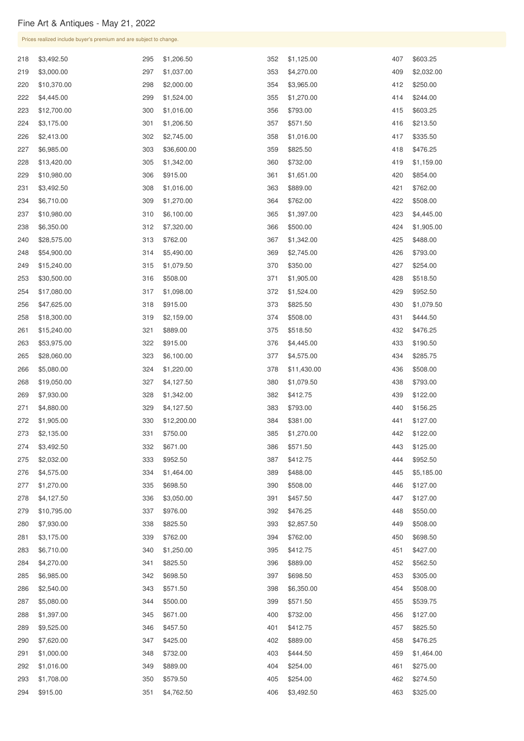## Fine Art & Antiques - May 21, 2022

Prices realized include buyer's premium and are subject to change.

| Lot | Price |
|---|---|
| 218 | $3,492.50 |
| 219 | $3,000.00 |
| 220 | $10,370.00 |
| 222 | $4,445.00 |
| 223 | $12,700.00 |
| 224 | $3,175.00 |
| 226 | $2,413.00 |
| 227 | $6,985.00 |
| 228 | $13,420.00 |
| 229 | $10,980.00 |
| 231 | $3,492.50 |
| 234 | $6,710.00 |
| 237 | $10,980.00 |
| 238 | $6,350.00 |
| 240 | $28,575.00 |
| 248 | $54,900.00 |
| 249 | $15,240.00 |
| 253 | $30,500.00 |
| 254 | $17,080.00 |
| 256 | $47,625.00 |
| 258 | $18,300.00 |
| 261 | $15,240.00 |
| 263 | $53,975.00 |
| 265 | $28,060.00 |
| 266 | $5,080.00 |
| 268 | $19,050.00 |
| 269 | $7,930.00 |
| 271 | $4,880.00 |
| 272 | $1,905.00 |
| 273 | $2,135.00 |
| 274 | $3,492.50 |
| 275 | $2,032.00 |
| 276 | $4,575.00 |
| 277 | $1,270.00 |
| 278 | $4,127.50 |
| 279 | $10,795.00 |
| 280 | $7,930.00 |
| 281 | $3,175.00 |
| 283 | $6,710.00 |
| 284 | $4,270.00 |
| 285 | $6,985.00 |
| 286 | $2,540.00 |
| 287 | $5,080.00 |
| 288 | $1,397.00 |
| 289 | $9,525.00 |
| 290 | $7,620.00 |
| 291 | $1,000.00 |
| 292 | $1,016.00 |
| 293 | $1,708.00 |
| 294 | $915.00 |
| 295 | $1,206.50 |
| 297 | $1,037.00 |
| 298 | $2,000.00 |
| 299 | $1,524.00 |
| 300 | $1,016.00 |
| 301 | $1,206.50 |
| 302 | $2,745.00 |
| 303 | $36,600.00 |
| 305 | $1,342.00 |
| 306 | $915.00 |
| 308 | $1,016.00 |
| 309 | $1,270.00 |
| 310 | $6,100.00 |
| 312 | $7,320.00 |
| 313 | $762.00 |
| 314 | $5,490.00 |
| 315 | $1,079.50 |
| 316 | $508.00 |
| 317 | $1,098.00 |
| 318 | $915.00 |
| 319 | $2,159.00 |
| 321 | $889.00 |
| 322 | $915.00 |
| 323 | $6,100.00 |
| 324 | $1,220.00 |
| 327 | $4,127.50 |
| 328 | $1,342.00 |
| 329 | $4,127.50 |
| 330 | $12,200.00 |
| 331 | $750.00 |
| 332 | $671.00 |
| 333 | $952.50 |
| 334 | $1,464.00 |
| 335 | $698.50 |
| 336 | $3,050.00 |
| 337 | $976.00 |
| 338 | $825.50 |
| 339 | $762.00 |
| 340 | $1,250.00 |
| 341 | $825.50 |
| 342 | $698.50 |
| 343 | $571.50 |
| 344 | $500.00 |
| 345 | $671.00 |
| 346 | $457.50 |
| 347 | $425.00 |
| 348 | $732.00 |
| 349 | $889.00 |
| 350 | $579.50 |
| 351 | $4,762.50 |
| 352 | $1,125.00 |
| 353 | $4,270.00 |
| 354 | $3,965.00 |
| 355 | $1,270.00 |
| 356 | $793.00 |
| 357 | $571.50 |
| 358 | $1,016.00 |
| 359 | $825.50 |
| 360 | $732.00 |
| 361 | $1,651.00 |
| 363 | $889.00 |
| 364 | $762.00 |
| 365 | $1,397.00 |
| 366 | $500.00 |
| 367 | $1,342.00 |
| 369 | $2,745.00 |
| 370 | $350.00 |
| 371 | $1,905.00 |
| 372 | $1,524.00 |
| 373 | $825.50 |
| 374 | $508.00 |
| 375 | $518.50 |
| 376 | $4,445.00 |
| 377 | $4,575.00 |
| 378 | $11,430.00 |
| 380 | $1,079.50 |
| 382 | $412.75 |
| 383 | $793.00 |
| 384 | $381.00 |
| 385 | $1,270.00 |
| 386 | $571.50 |
| 387 | $412.75 |
| 389 | $488.00 |
| 390 | $508.00 |
| 391 | $457.50 |
| 392 | $476.25 |
| 393 | $2,857.50 |
| 394 | $762.00 |
| 395 | $412.75 |
| 396 | $889.00 |
| 397 | $698.50 |
| 398 | $6,350.00 |
| 399 | $571.50 |
| 400 | $732.00 |
| 401 | $412.75 |
| 402 | $889.00 |
| 403 | $444.50 |
| 404 | $254.00 |
| 405 | $254.00 |
| 406 | $3,492.50 |
| 407 | $603.25 |
| 409 | $2,032.00 |
| 412 | $250.00 |
| 414 | $244.00 |
| 415 | $603.25 |
| 416 | $213.50 |
| 417 | $335.50 |
| 418 | $476.25 |
| 419 | $1,159.00 |
| 420 | $854.00 |
| 421 | $762.00 |
| 422 | $508.00 |
| 423 | $4,445.00 |
| 424 | $1,905.00 |
| 425 | $488.00 |
| 426 | $793.00 |
| 427 | $254.00 |
| 428 | $518.50 |
| 429 | $952.50 |
| 430 | $1,079.50 |
| 431 | $444.50 |
| 432 | $476.25 |
| 433 | $190.50 |
| 434 | $285.75 |
| 436 | $508.00 |
| 438 | $793.00 |
| 439 | $122.00 |
| 440 | $156.25 |
| 441 | $127.00 |
| 442 | $122.00 |
| 443 | $125.00 |
| 444 | $952.50 |
| 445 | $5,185.00 |
| 446 | $127.00 |
| 447 | $127.00 |
| 448 | $550.00 |
| 449 | $508.00 |
| 450 | $698.50 |
| 451 | $427.00 |
| 452 | $562.50 |
| 453 | $305.00 |
| 454 | $508.00 |
| 455 | $539.75 |
| 456 | $127.00 |
| 457 | $825.50 |
| 458 | $476.25 |
| 459 | $1,464.00 |
| 461 | $275.00 |
| 462 | $274.50 |
| 463 | $325.00 |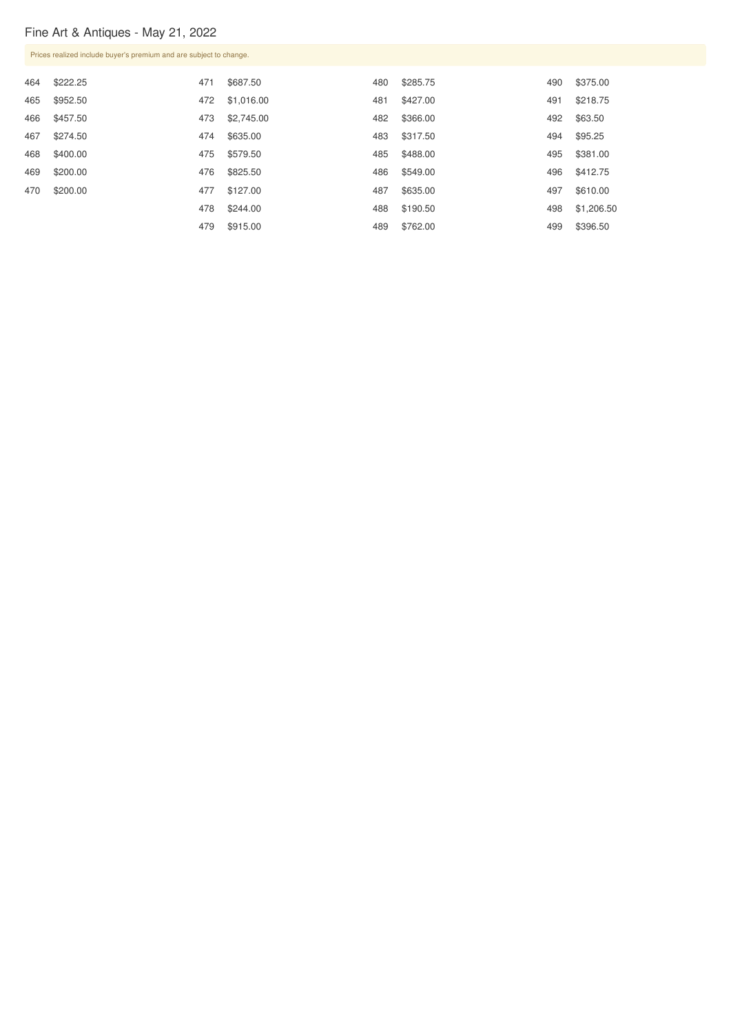Fine Art & Antiques - May 21, 2022

Prices realized include buyer's premium and are subject to change.

| | |
|---|---|
| 464 | $222.25 |
| 465 | $952.50 |
| 466 | $457.50 |
| 467 | $274.50 |
| 468 | $400.00 |
| 469 | $200.00 |
| 470 | $200.00 |
| 471 | $687.50 |
| 472 | $1,016.00 |
| 473 | $2,745.00 |
| 474 | $635.00 |
| 475 | $579.50 |
| 476 | $825.50 |
| 477 | $127.00 |
| 478 | $244.00 |
| 479 | $915.00 |
| 480 | $285.75 |
| 481 | $427.00 |
| 482 | $366.00 |
| 483 | $317.50 |
| 485 | $488.00 |
| 486 | $549.00 |
| 487 | $635.00 |
| 488 | $190.50 |
| 489 | $762.00 |
| 490 | $375.00 |
| 491 | $218.75 |
| 492 | $63.50 |
| 494 | $95.25 |
| 495 | $381.00 |
| 496 | $412.75 |
| 497 | $610.00 |
| 498 | $1,206.50 |
| 499 | $396.50 |